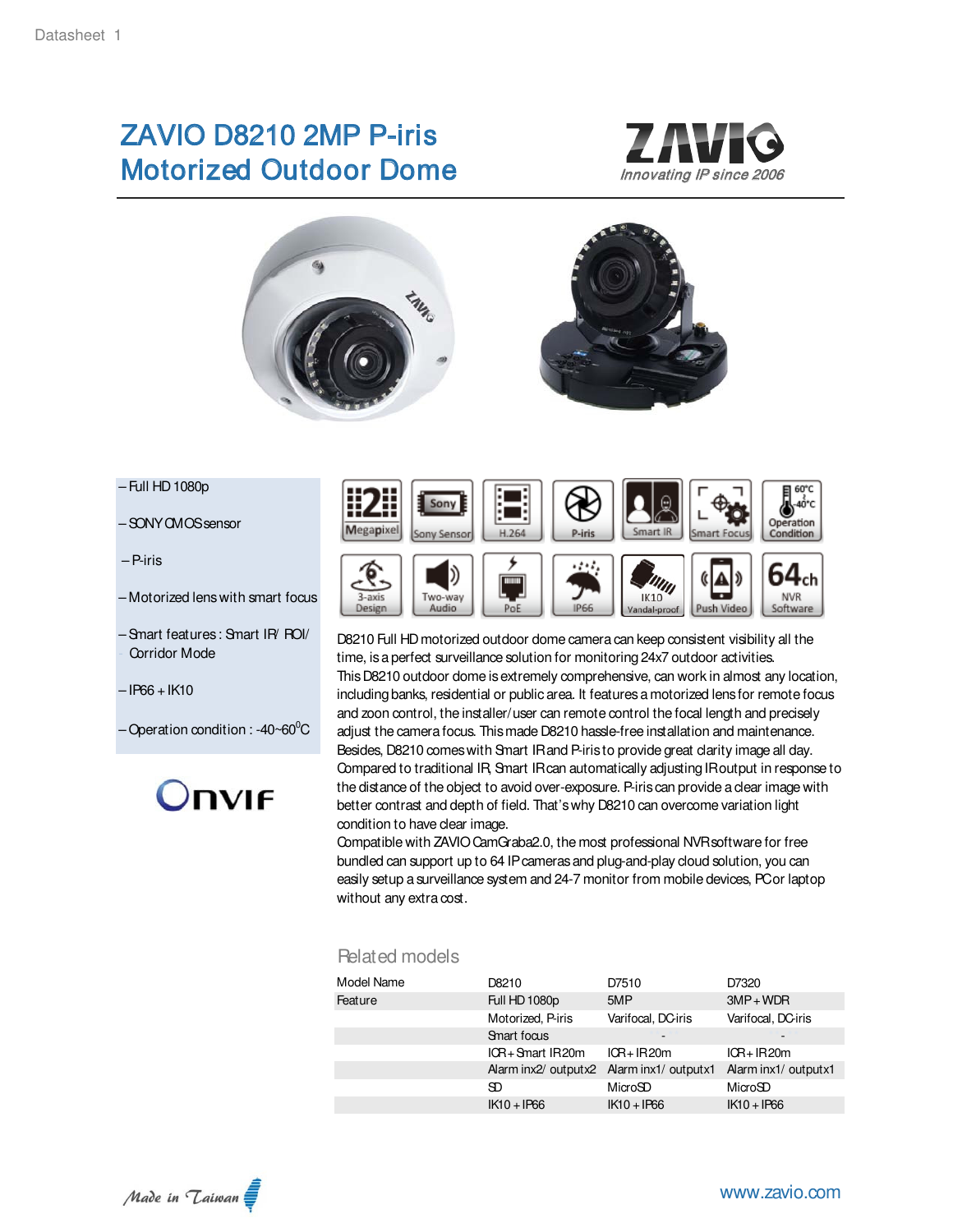# ZAVIO D8210 2MP P-iris Motorized Outdoor Dome

ZAVIO
Innovating IP since 2006

- Full HD 1080p
- SONY CMOS sensor
- P-iris
- Motorized lens with smart focus
- Smart features : Smart IR/ ROI/ Corridor Mode
- IP66 + IK10
- Operation condition : -40~60°C

Onvif

2 Megapixel | Sony Sensor | H.264 | P-iris | Smart IR | Smart Focus | 60°C -40°C Operation Condition
3-axis Design | Two-way Audio | PoE | IP66 | IK10 Vandal-proof | Push Video | 64ch NVR Software

D8210 Full HD motorized outdoor dome camera can keep consistent visibility all the time, is a perfect surveillance solution for monitoring 24x7 outdoor activities.
This D8210 outdoor dome is extremely comprehensive, can work in almost any location, including banks, residential or public area. It features a motorized lens for remote focus and zoon control, the installer/user can remote control the focal length and precisely adjust the camera focus. This made D8210 hassle-free installation and maintenance.
Besides, D8210 comes with Smart IR and P-iris to provide great clarity image all day. Compared to traditional IR, Smart IR can automatically adjusting IR output in response to the distance of the object to avoid over-exposure. P-iris can provide a clear image with better contrast and depth of field. That's why D8210 can overcome variation light condition to have clear image.
Compatible with ZAVIO CamGraba2.0, the most professional NVR software for free bundled can support up to 64 IP cameras and plug-and-play cloud solution, you can easily setup a surveillance system and 24-7 monitor from mobile devices, PC or laptop without any extra cost.

## Related models

| Model Name | D8210 | D7510 | D7320 |
|---|---|---|---|
| Feature | Full HD 1080p | 5MP | 3MP + WDR |
| | Motorized, P-iris | Varifocal, DC-iris | Varifocal, DC-iris |
| | Smart focus | - | - |
| | ICR + Smart IR 20m | ICR + IR 20m | ICR + IR 20m |
| | Alarm inx2/ outputx2 | Alarm inx1/ outputx1 | Alarm inx1/ outputx1 |
| | SD | MicroSD | MicroSD |
| | IK10 + IP66 | IK10 + IP66 | IK10 + IP66 |

Made in Taiwan

www.zavio.com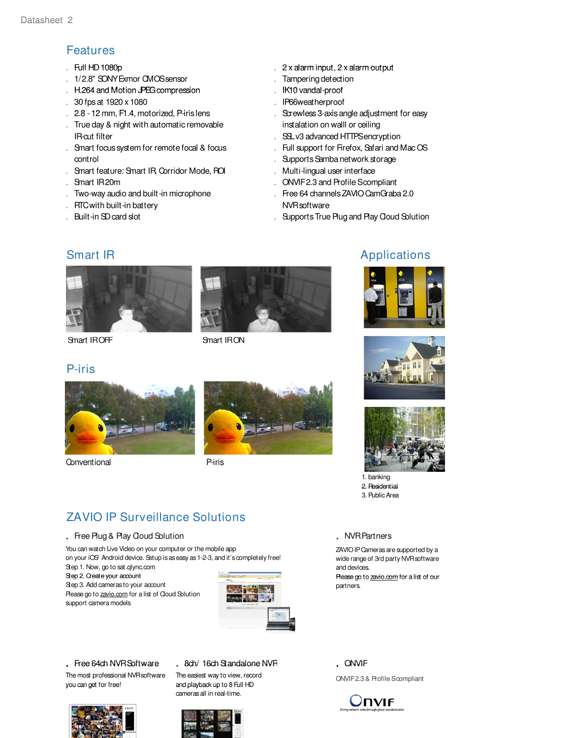## Features

- Full HD 1080p
- 1/2.8" SONY Exmor CMOS sensor
- H.264 and Motion JPEG compression
- 30 fps at 1920 x 1080
- 2.8 - 12 mm, F1.4, motorized, P-iris lens
- True day & night with automatic removable IR-cut filter
- Smart focus system for remote focal & focus control
- Smart feature: Smart IR, Corridor Mode, ROI
- Smart IR 20m
- Two-way audio and built-in microphone
- RTC with built-in battery
- Built-in SD card slot
- 2 x alarm input, 2 x alarm output
- Tampering detection
- IK10 vandal-proof
- IP66 weatherproof
- Screwless 3-axis angle adjustment for easy instalation on walll or ceiling
- SSL v3 advanced HTTPS encryption
- Full support for Firefox, Safari and Mac OS
- Supports Samba network storage
- Multi-lingual user interface
- ONVIF 2.3 and Profile S compliant
- Free 64 channels ZAVIO CamGraba 2.0 NVR software
- Supports True Plug and Play Cloud Solution

## Smart IR

Smart IR OFF

Smart IR ON

## P-iris

Conventional

P-iris

## Applications

1. banking
2. Residential
3. Public Area

## ZAVIO IP Surveillance Solutions

- **Free Plug & Play Cloud Solution**

You can watch Live Video on your computer or the mobile app on your iOS/ Android device. Setup is as easy as 1-2-3, and it's completely free!
Step 1. Now, go to sat.qlync.com
Step 2. Create your account
Step 3. Add cameras to your account
Please go to zavio.com for a list of Cloud Solution support camera models

- **NVR Partners**

ZAVIO IP Cameras are supported by a wide range of 3rd party NVR software and devices.
Please go to zavio.com for a list of our partners.

- **Free 64ch NVR Software**

The most professional NVR software you can get for free!

- **8ch/ 16ch Standalone NVR**

The easiest way to view, record and playback up to 8 Full HD cameras all in real-time.

- **ONVIF**

ONVIF 2.3 & Profile S compliant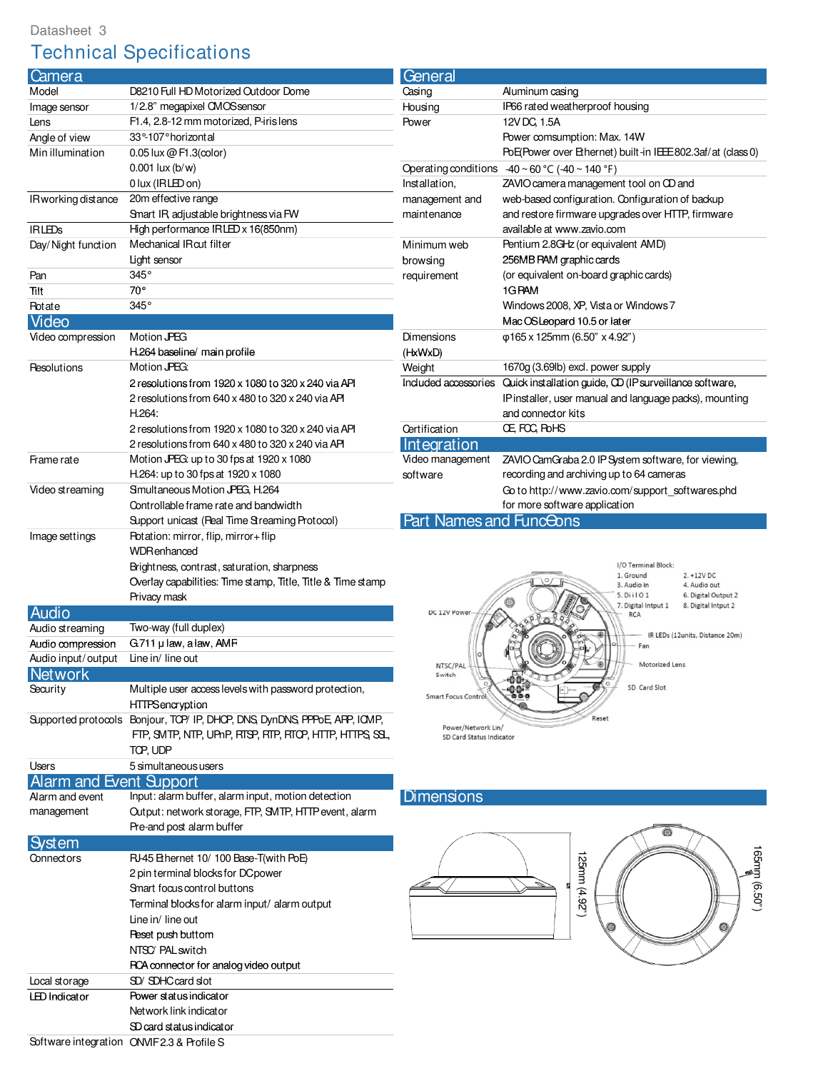Datasheet 3

# Technical Specifications

## Camera

| | |
|---|---|
| Model | D8210 Full HD Motorized Outdoor Dome |
| Image sensor | 1/2.8" megapixel CMOS sensor |
| Lens | F1.4, 2.8-12 mm motorized, P-iris lens |
| Angle of view | 33°-107° horizontal |
| Min illumination | 0.05 lux @ F1.3(color)<br>0.001 lux (b/w)<br>0 lux (IR LED on) |
| IR working distance | 20m effective range<br>Smart IR, adjustable brightness via FW |
| IR LEDs | High performance IR LED x 16(850nm) |
| Day/ Night function | Mechanical IR cut filter<br>Light sensor |
| Pan | 345° |
| Tilt | 70° |
| Rotate | 345° |

## Video

| | |
|---|---|
| Video compression | Motion JPEG<br>H.264 baseline/ main profile |
| Resolutions | Motion JPEG:<br>2 resolutions from 1920 x 1080 to 320 x 240 via API<br>2 resolutions from 640 x 480 to 320 x 240 via API<br>H.264:<br>2 resolutions from 1920 x 1080 to 320 x 240 via API<br>2 resolutions from 640 x 480 to 320 x 240 via API |
| Frame rate | Motion JPEG: up to 30 fps at 1920 x 1080<br>H.264: up to 30 fps at 1920 x 1080 |
| Video streaming | Simultaneous Motion JPEG, H.264<br>Controllable frame rate and bandwidth<br>Support unicast (Real Time Streaming Protocol) |
| Image settings | Rotation: mirror, flip, mirror+ flip<br>WDR enhanced<br>Brightness, contrast, saturation, sharpness<br>Overlay capabilities: Time stamp, Title, Title & Time stamp<br>Privacy mask |

## Audio

| | |
|---|---|
| Audio streaming | Two-way (full duplex) |
| Audio compression | G.711 µ law, a law, AMR |
| Audio input/ output | Line in/ line out |

## Network

| | |
|---|---|
| Security | Multiple user access levels with password protection,<br>HTTPS encryption |
| Supported protocols | Bonjour, TCP/ IP, DHCP, DNS, DynDNS, PPPoE, ARP, ICMP, FTP, SMTP, NTP, UPnP, RTSP, RTP, RTCP, HTTP, HTTPS, SSL, TCP, UDP |
| Users | 5 simultaneous users |

## Alarm and Event Support

| | |
|---|---|
| Alarm and event management | Input: alarm buffer, alarm input, motion detection<br>Output: network storage, FTP, SMTP, HTTP event, alarm<br>Pre-and post alarm buffer |

## System

| | |
|---|---|
| Connectors | RJ-45 Ethernet 10/ 100 Base-T(with PoE)<br>2 pin terminal blocks for DC power<br>Smart focus control buttons<br>Terminal blocks for alarm input/ alarm output<br>Line in/ line out<br>Reset push buttom<br>NTSC/ PAL switch<br>RCA connector for analog video output |
| Local storage | SD/ SDHC card slot |
| LED Indicator | Power status indicator<br>Network link indicator<br>SD card status indicator |
| Software integration | ONVIF 2.3 & Profile S |

## General

| | |
|---|---|
| Casing | Aluminum casing |
| Housing | IP66 rated weatherproof housing |
| Power | 12V DC, 1.5A<br>Power comsumption: Max. 14W<br>PoE(Power over Ethernet) built-in IEEE 802.3af/at (class 0) |
| Operating conditions | -40 ~ 60 °C (-40 ~ 140 °F) |
| Installation, management and maintenance | ZAVIO camera management tool on CD and web-based configuration. Configuration of backup and restore firmware upgrades over HTTP, firmware available at www.zavio.com |
| Minimum web browsing requirement | Pentium 2.8GHz (or equivalent AMD)<br>256MB RAM graphic cards<br>(or equivalent on-board graphic cards)<br>1G RAM<br>Windows 2008, XP, Vista or Windows 7<br>Mac OS Leopard 10.5 or later |
| Dimensions (HxWxD) | φ165 x 125mm (6.50" x 4.92") |
| Weight | 1670g (3.69lb) excl. power supply |
| Included accessories | Quick installation guide, CD (IP surveillance software, IP installer, user manual and language packs), mounting and connector kits |
| Certification | CE, FCC, RoHS |

## Integration

| | |
|---|---|
| Video management software | ZAVIO CamGraba 2.0 IP System software, for viewing, recording and archiving up to 64 cameras<br>Go to http://www.zavio.com/support_softwares.phd for more software application |

## Part Names and Functions

I/O Terminal Block:
1. Ground
2. +12V DC
3. Audio in
4. Audio out
5. DiIO1
6. Digital Output 2
7. Digital Intput 1
8. Digital Intput 2

DC 12V Power
RCA
IR LEDs (12units, Distance 20m)
Fan
Motorized Lens
NTSC/PAL Switch
SD Card Slot
Smart Focus Control
Reset
Power/Network Lin/
SD Card Status Indicator

## Dimensions

125mm (4.92")
165mm (6.50")